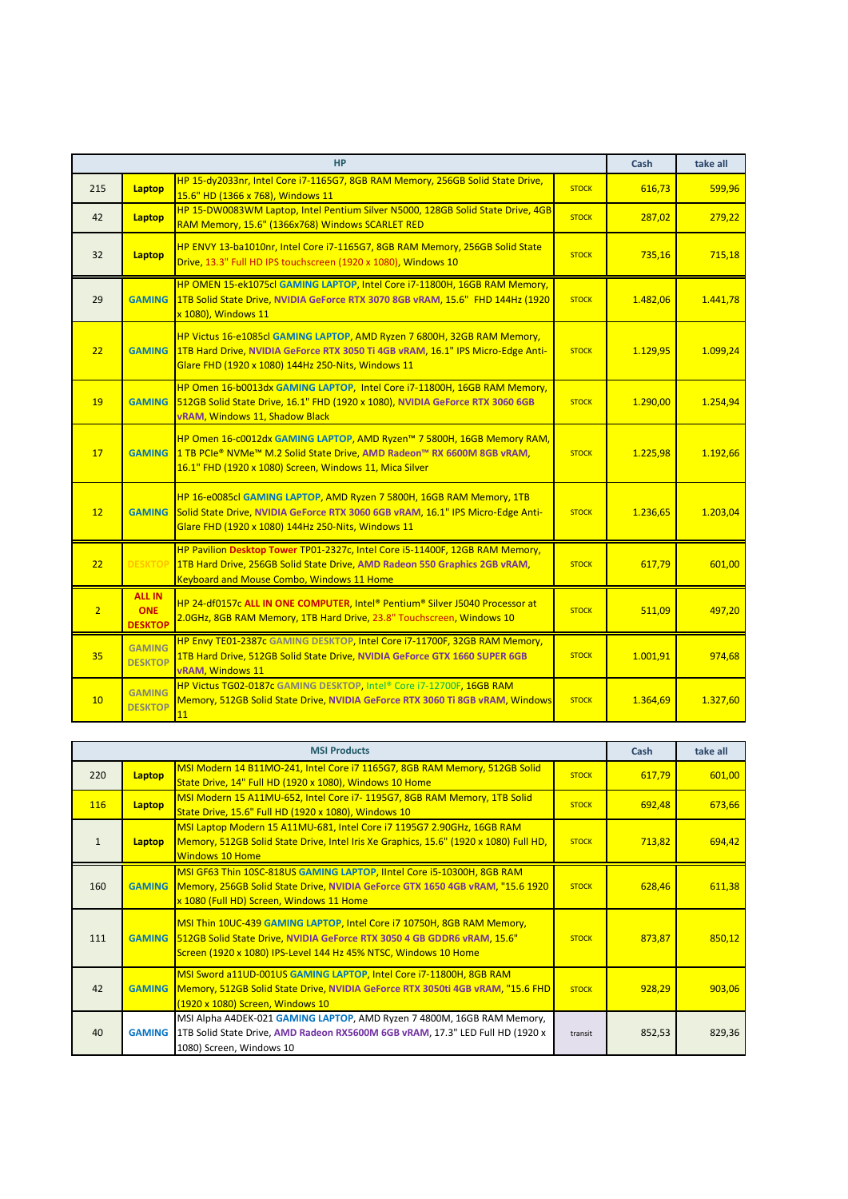| | | HP | | Cash | take all |
|---|---|---|---|---|---|
| 215 | Laptop | HP 15-dy2033nr, Intel Core i7-1165G7, 8GB RAM Memory, 256GB Solid State Drive, 15.6" HD (1366 x 768), Windows 11 | STOCK | 616,73 | 599,96 |
| 42 | Laptop | HP 15-DW0083WM Laptop, Intel Pentium Silver N5000, 128GB Solid State Drive, 4GB RAM Memory, 15.6" (1366x768) Windows SCARLET RED | STOCK | 287,02 | 279,22 |
| 32 | Laptop | HP ENVY 13-ba1010nr, Intel Core i7-1165G7, 8GB RAM Memory, 256GB Solid State Drive, 13.3" Full HD IPS touchscreen (1920 x 1080), Windows 10 | STOCK | 735,16 | 715,18 |
| 29 | GAMING | HP OMEN 15-ek1075cl GAMING LAPTOP, Intel Core i7-11800H, 16GB RAM Memory, 1TB Solid State Drive, NVIDIA GeForce RTX 3070 8GB vRAM, 15.6" FHD 144Hz (1920 x 1080), Windows 11 | STOCK | 1.482,06 | 1.441,78 |
| 22 | GAMING | HP Victus 16-e1085cl GAMING LAPTOP, AMD Ryzen 7 6800H, 32GB RAM Memory, 1TB Hard Drive, NVIDIA GeForce RTX 3050 Ti 4GB vRAM, 16.1" IPS Micro-Edge Anti-Glare FHD (1920 x 1080) 144Hz 250-Nits, Windows 11 | STOCK | 1.129,95 | 1.099,24 |
| 19 | GAMING | HP Omen 16-b0013dx GAMING LAPTOP, Intel Core i7-11800H, 16GB RAM Memory, 512GB Solid State Drive, 16.1" FHD (1920 x 1080), NVIDIA GeForce RTX 3060 6GB vRAM, Windows 11, Shadow Black | STOCK | 1.290,00 | 1.254,94 |
| 17 | GAMING | HP Omen 16-c0012dx GAMING LAPTOP, AMD Ryzen™ 7 5800H, 16GB Memory RAM, 1 TB PCIe® NVMe™ M.2 Solid State Drive, AMD Radeon™ RX 6600M 8GB vRAM, 16.1" FHD (1920 x 1080) Screen, Windows 11, Mica Silver | STOCK | 1.225,98 | 1.192,66 |
| 12 | GAMING | HP 16-e0085cl GAMING LAPTOP, AMD Ryzen 7 5800H, 16GB RAM Memory, 1TB Solid State Drive, NVIDIA GeForce RTX 3060 6GB vRAM, 16.1" IPS Micro-Edge Anti-Glare FHD (1920 x 1080) 144Hz 250-Nits, Windows 11 | STOCK | 1.236,65 | 1.203,04 |
| 22 | DESKTOP | HP Pavilion Desktop Tower TP01-2327c, Intel Core i5-11400F, 12GB RAM Memory, 1TB Hard Drive, 256GB Solid State Drive, AMD Radeon 550 Graphics 2GB vRAM, Keyboard and Mouse Combo, Windows 11 Home | STOCK | 617,79 | 601,00 |
| 2 | ALL IN ONE DESKTOP | HP 24-df0157c ALL IN ONE COMPUTER, Intel® Pentium® Silver J5040 Processor at 2.0GHz, 8GB RAM Memory, 1TB Hard Drive, 23.8" Touchscreen, Windows 10 | STOCK | 511,09 | 497,20 |
| 35 | GAMING DESKTOP | HP Envy TE01-2387c GAMING DESKTOP, Intel Core i7-11700F, 32GB RAM Memory, 1TB Hard Drive, 512GB Solid State Drive, NVIDIA GeForce GTX 1660 SUPER 6GB vRAM, Windows 11 | STOCK | 1.001,91 | 974,68 |
| 10 | GAMING DESKTOP | HP Victus TG02-0187c GAMING DESKTOP, Intel® Core i7-12700F, 16GB RAM Memory, 512GB Solid State Drive, NVIDIA GeForce RTX 3060 Ti 8GB vRAM, Windows 11 | STOCK | 1.364,69 | 1.327,60 |

| | | MSI Products | | Cash | take all |
|---|---|---|---|---|---|
| 220 | Laptop | MSI Modern 14 B11MO-241, Intel Core i7 1165G7, 8GB RAM Memory, 512GB Solid State Drive, 14" Full HD (1920 x 1080), Windows 10 Home | STOCK | 617,79 | 601,00 |
| 116 | Laptop | MSI Modern 15 A11MU-652, Intel Core i7- 1195G7, 8GB RAM Memory, 1TB Solid State Drive, 15.6" Full HD (1920 x 1080), Windows 10 | STOCK | 692,48 | 673,66 |
| 1 | Laptop | MSI Laptop Modern 15 A11MU-681, Intel Core i7 1195G7 2.90GHz, 16GB RAM Memory, 512GB Solid State Drive, Intel Iris Xe Graphics, 15.6" (1920 x 1080) Full HD, Windows 10 Home | STOCK | 713,82 | 694,42 |
| 160 | GAMING | MSI GF63 Thin 10SC-818US GAMING LAPTOP, IIntel Core i5-10300H, 8GB RAM Memory, 256GB Solid State Drive, NVIDIA GeForce GTX 1650 4GB vRAM, "15.6 1920 x 1080 (Full HD) Screen, Windows 11 Home | STOCK | 628,46 | 611,38 |
| 111 | GAMING | MSI Thin 10UC-439 GAMING LAPTOP, Intel Core i7 10750H, 8GB RAM Memory, 512GB Solid State Drive, NVIDIA GeForce RTX 3050 4 GB GDDR6 vRAM, 15.6" Screen (1920 x 1080) IPS-Level 144 Hz 45% NTSC, Windows 10 Home | STOCK | 873,87 | 850,12 |
| 42 | GAMING | MSI Sword a11UD-001US GAMING LAPTOP, Intel Core i7-11800H, 8GB RAM Memory, 512GB Solid State Drive, NVIDIA GeForce RTX 3050ti 4GB vRAM, "15.6 FHD (1920 x 1080) Screen, Windows 10 | STOCK | 928,29 | 903,06 |
| 40 | GAMING | MSI Alpha A4DEK-021 GAMING LAPTOP, AMD Ryzen 7 4800M, 16GB RAM Memory, 1TB Solid State Drive, AMD Radeon RX5600M 6GB vRAM, 17.3" LED Full HD (1920 x 1080) Screen, Windows 10 | transit | 852,53 | 829,36 |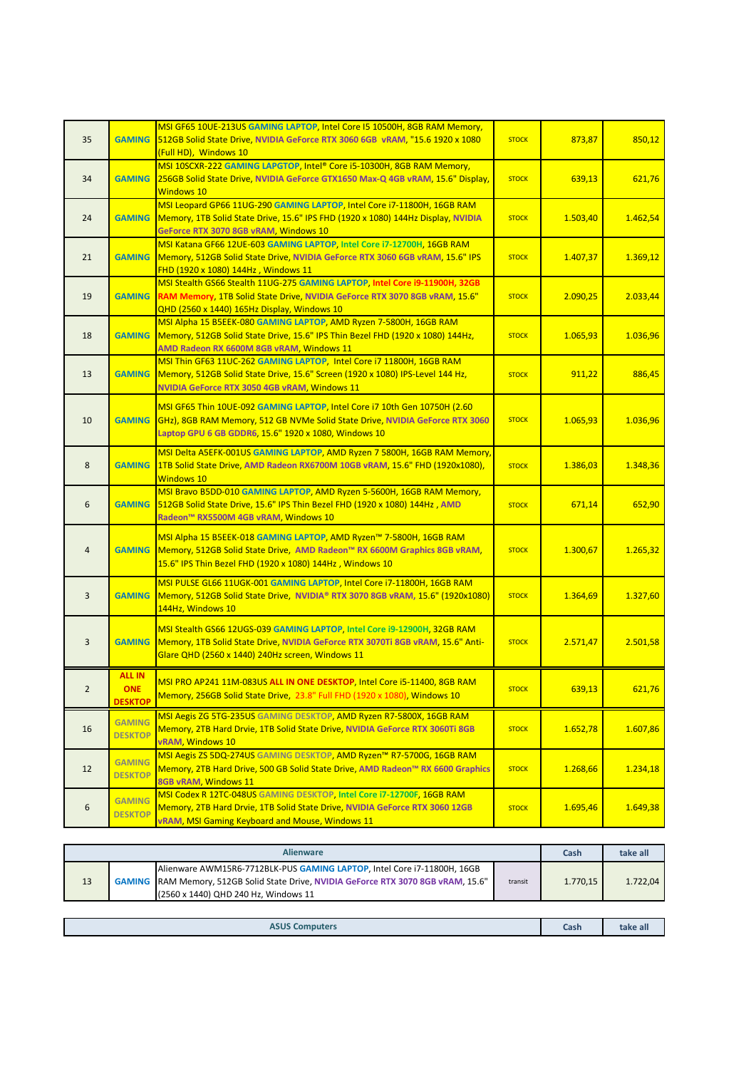| | | | | | |
|---|---|---|---|---|---|
| 35 | GAMING | MSI GF65 10UE-213US GAMING LAPTOP, Intel Core I5 10500H, 8GB RAM Memory, 512GB Solid State Drive, NVIDIA GeForce RTX 3060 6GB vRAM, "15.6 1920 x 1080 (Full HD), Windows 10 | STOCK | 873,87 | 850,12 |
| 34 | GAMING | MSI 10SCXR-222 GAMING LAPGTOP, Intel® Core i5-10300H, 8GB RAM Memory, 256GB Solid State Drive, NVIDIA GeForce GTX1650 Max-Q 4GB vRAM, 15.6" Display, Windows 10 | STOCK | 639,13 | 621,76 |
| 24 | GAMING | MSI Leopard GP66 11UG-290 GAMING LAPTOP, Intel Core i7-11800H, 16GB RAM Memory, 1TB Solid State Drive, 15.6" IPS FHD (1920 x 1080) 144Hz Display, NVIDIA GeForce RTX 3070 8GB vRAM, Windows 10 | STOCK | 1.503,40 | 1.462,54 |
| 21 | GAMING | MSI Katana GF66 12UE-603 GAMING LAPTOP, Intel Core i7-12700H, 16GB RAM Memory, 512GB Solid State Drive, NVIDIA GeForce RTX 3060 6GB vRAM, 15.6" IPS FHD (1920 x 1080) 144Hz , Windows 11 | STOCK | 1.407,37 | 1.369,12 |
| 19 | GAMING | MSI Stealth GS66 Stealth 11UG-275 GAMING LAPTOP, Intel Core i9-11900H, 32GB RAM Memory, 1TB Solid State Drive, NVIDIA GeForce RTX 3070 8GB vRAM, 15.6" QHD (2560 x 1440) 165Hz Display, Windows 10 | STOCK | 2.090,25 | 2.033,44 |
| 18 | GAMING | MSI Alpha 15 B5EEK-080 GAMING LAPTOP, AMD Ryzen 7-5800H, 16GB RAM Memory, 512GB Solid State Drive, 15.6" IPS Thin Bezel FHD (1920 x 1080) 144Hz, AMD Radeon RX 6600M 8GB vRAM, Windows 11 | STOCK | 1.065,93 | 1.036,96 |
| 13 | GAMING | MSI Thin GF63 11UC-262 GAMING LAPTOP, Intel Core i7 11800H, 16GB RAM Memory, 512GB Solid State Drive, 15.6" Screen (1920 x 1080) IPS-Level 144 Hz, NVIDIA GeForce RTX 3050 4GB vRAM, Windows 11 | STOCK | 911,22 | 886,45 |
| 10 | GAMING | MSI GF65 Thin 10UE-092 GAMING LAPTOP, Intel Core i7 10th Gen 10750H (2.60 GHz), 8GB RAM Memory, 512 GB NVMe Solid State Drive, NVIDIA GeForce RTX 3060 Laptop GPU 6 GB GDDR6, 15.6" 1920 x 1080, Windows 10 | STOCK | 1.065,93 | 1.036,96 |
| 8 | GAMING | MSI Delta A5EFK-001US GAMING LAPTOP, AMD Ryzen 7 5800H, 16GB RAM Memory, 1TB Solid State Drive, AMD Radeon RX6700M 10GB vRAM, 15.6" FHD (1920x1080), Windows 10 | STOCK | 1.386,03 | 1.348,36 |
| 6 | GAMING | MSI Bravo B5DD-010 GAMING LAPTOP, AMD Ryzen 5-5600H, 16GB RAM Memory, 512GB Solid State Drive, 15.6" IPS Thin Bezel FHD (1920 x 1080) 144Hz , AMD Radeon™ RX5500M 4GB vRAM, Windows 10 | STOCK | 671,14 | 652,90 |
| 4 | GAMING | MSI Alpha 15 B5EEK-018 GAMING LAPTOP, AMD Ryzen™ 7-5800H, 16GB RAM Memory, 512GB Solid State Drive, AMD Radeon™ RX 6600M Graphics 8GB vRAM, 15.6" IPS Thin Bezel FHD (1920 x 1080) 144Hz , Windows 10 | STOCK | 1.300,67 | 1.265,32 |
| 3 | GAMING | MSI PULSE GL66 11UGK-001 GAMING LAPTOP, Intel Core i7-11800H, 16GB RAM Memory, 512GB Solid State Drive, NVIDIA® RTX 3070 8GB vRAM, 15.6" (1920x1080) 144Hz, Windows 10 | STOCK | 1.364,69 | 1.327,60 |
| 3 | GAMING | MSI Stealth GS66 12UGS-039 GAMING LAPTOP, Intel Core i9-12900H, 32GB RAM Memory, 1TB Solid State Drive, NVIDIA GeForce RTX 3070Ti 8GB vRAM, 15.6" Anti-Glare QHD (2560 x 1440) 240Hz screen, Windows 11 | STOCK | 2.571,47 | 2.501,58 |
| 2 | ALL IN ONE DESKTOP | MSI PRO AP241 11M-083US ALL IN ONE DESKTOP, Intel Core i5-11400, 8GB RAM Memory, 256GB Solid State Drive, 23.8" Full FHD (1920 x 1080), Windows 10 | STOCK | 639,13 | 621,76 |
| 16 | GAMING DESKTOP | MSI Aegis ZG 5TG-235US GAMING DESKTOP, AMD Ryzen R7-5800X, 16GB RAM Memory, 2TB Hard Drvie, 1TB Solid State Drive, NVIDIA GeForce RTX 3060Ti 8GB vRAM, Windows 10 | STOCK | 1.652,78 | 1.607,86 |
| 12 | GAMING DESKTOP | MSI Aegis ZS 5DQ-274US GAMING DESKTOP, AMD Ryzen™ R7-5700G, 16GB RAM Memory, 2TB Hard Drive, 500 GB Solid State Drive, AMD Radeon™ RX 6600 Graphics 8GB vRAM, Windows 11 | STOCK | 1.268,66 | 1.234,18 |
| 6 | GAMING DESKTOP | MSI Codex R 12TC-048US GAMING DESKTOP, Intel Core i7-12700F, 16GB RAM Memory, 2TB Hard Drvie, 1TB Solid State Drive, NVIDIA GeForce RTX 3060 12GB vRAM, MSI Gaming Keyboard and Mouse, Windows 11 | STOCK | 1.695,46 | 1.649,38 |

| Alienware | | | | Cash | take all |
|---|---|---|---|---|---|
| 13 | GAMING | Alienware AWM15R6-7712BLK-PUS GAMING LAPTOP, Intel Core i7-11800H, 16GB RAM Memory, 512GB Solid State Drive, NVIDIA GeForce RTX 3070 8GB vRAM, 15.6" (2560 x 1440) QHD 240 Hz, Windows 11 | transit | 1.770,15 | 1.722,04 |

| ASUS Computers | | | | Cash | take all |
|---|---|---|---|---|---|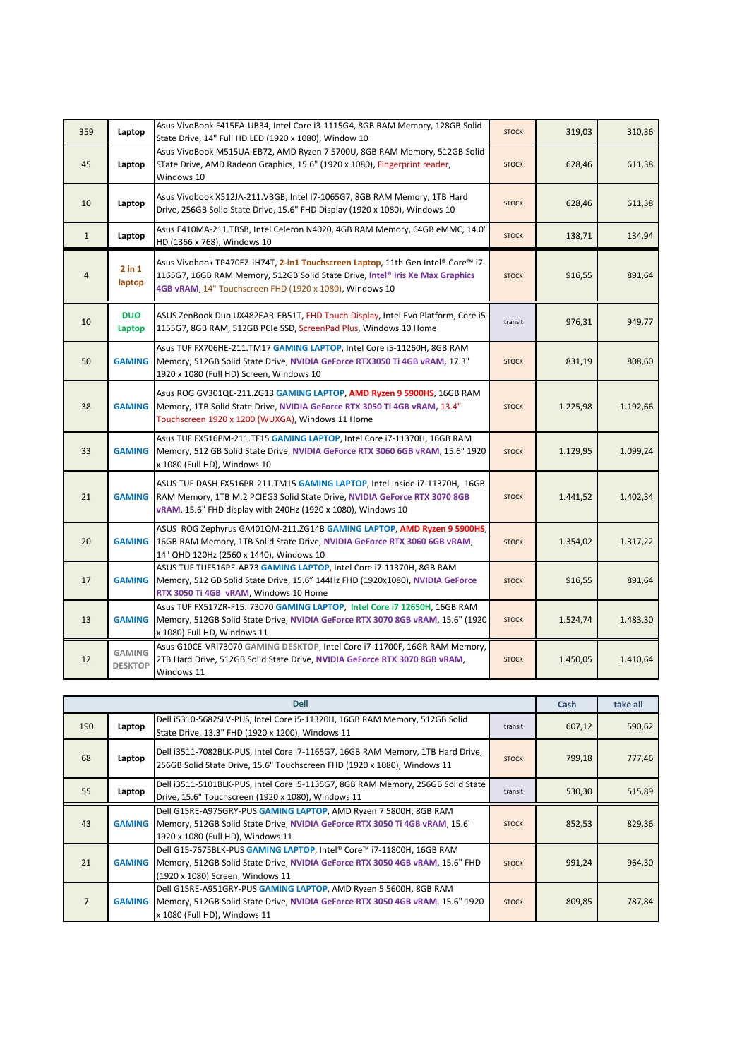| | | | | | |
|---|---|---|---|---|---|
| 359 | Laptop | Asus VivoBook F415EA-UB34, Intel Core i3-1115G4, 8GB RAM Memory, 128GB Solid State Drive, 14" Full HD LED (1920 x 1080), Window 10 | STOCK | 319,03 | 310,36 |
| 45 | Laptop | Asus VivoBook M515UA-EB72, AMD Ryzen 7 5700U, 8GB RAM Memory, 512GB Solid STate Drive, AMD Radeon Graphics, 15.6" (1920 x 1080), Fingerprint reader, Windows 10 | STOCK | 628,46 | 611,38 |
| 10 | Laptop | Asus Vivobook X512JA-211.VBGB, Intel I7-1065G7, 8GB RAM Memory, 1TB Hard Drive, 256GB Solid State Drive, 15.6" FHD Display (1920 x 1080), Windows 10 | STOCK | 628,46 | 611,38 |
| 1 | Laptop | Asus E410MA-211.TBSB, Intel Celeron N4020, 4GB RAM Memory, 64GB eMMC, 14.0" HD (1366 x 768), Windows 10 | STOCK | 138,71 | 134,94 |
| 4 | 2 in 1 laptop | Asus Vivobook TP470EZ-IH74T, 2-in1 Touchscreen Laptop, 11th Gen Intel® Core™ i7-1165G7, 16GB RAM Memory, 512GB Solid State Drive, Intel® Iris Xe Max Graphics 4GB vRAM, 14" Touchscreen FHD (1920 x 1080), Windows 10 | STOCK | 916,55 | 891,64 |
| 10 | DUO Laptop | ASUS ZenBook Duo UX482EAR-EB51T, FHD Touch Display, Intel Evo Platform, Core i5-1155G7, 8GB RAM, 512GB PCIe SSD, ScreenPad Plus, Windows 10 Home | transit | 976,31 | 949,77 |
| 50 | GAMING | Asus TUF FX706HE-211.TM17 GAMING LAPTOP, Intel Core i5-11260H, 8GB RAM Memory, 512GB Solid State Drive, NVIDIA GeForce RTX3050 Ti 4GB vRAM, 17.3" 1920 x 1080 (Full HD) Screen, Windows 10 | STOCK | 831,19 | 808,60 |
| 38 | GAMING | Asus ROG GV301QE-211.ZG13 GAMING LAPTOP, AMD Ryzen 9 5900HS, 16GB RAM Memory, 1TB Solid State Drive, NVIDIA GeForce RTX 3050 Ti 4GB vRAM, 13.4" Touchscreen 1920 x 1200 (WUXGA), Windows 11 Home | STOCK | 1.225,98 | 1.192,66 |
| 33 | GAMING | Asus TUF FX516PM-211.TF15 GAMING LAPTOP, Intel Core i7-11370H, 16GB RAM Memory, 512 GB Solid State Drive, NVIDIA GeForce RTX 3060 6GB vRAM, 15.6" 1920 x 1080 (Full HD), Windows 10 | STOCK | 1.129,95 | 1.099,24 |
| 21 | GAMING | ASUS TUF DASH FX516PR-211.TM15 GAMING LAPTOP, Intel Inside i7-11370H, 16GB RAM Memory, 1TB M.2 PCIEG3 Solid State Drive, NVIDIA GeForce RTX 3070 8GB vRAM, 15.6" FHD display with 240Hz (1920 x 1080), Windows 10 | STOCK | 1.441,52 | 1.402,34 |
| 20 | GAMING | ASUS ROG Zephyrus GA401QM-211.ZG14B GAMING LAPTOP, AMD Ryzen 9 5900HS, 16GB RAM Memory, 1TB Solid State Drive, NVIDIA GeForce RTX 3060 6GB vRAM, 14" QHD 120Hz (2560 x 1440), Windows 10 | STOCK | 1.354,02 | 1.317,22 |
| 17 | GAMING | ASUS TUF TUF516PE-AB73 GAMING LAPTOP, Intel Core i7-11370H, 8GB RAM Memory, 512 GB Solid State Drive, 15.6" FHD (1920x1080), NVIDIA GeForce RTX 3050 Ti 4GB vRAM, Windows 10 Home | STOCK | 916,55 | 891,64 |
| 13 | GAMING | Asus TUF FX517ZR-F15.I73070 GAMING LAPTOP, Intel Core i7 12650H, 16GB RAM Memory, 512GB Solid State Drive, NVIDIA GeForce RTX 3070 8GB vRAM, 15.6" (1920 x 1080) Full HD, Windows 11 | STOCK | 1.524,74 | 1.483,30 |
| 12 | GAMING DESKTOP | Asus G10CE-VRI73070 GAMING DESKTOP, Intel Core i7-11700F, 16GR RAM Memory, 2TB Hard Drive, 512GB Solid State Drive, NVIDIA GeForce RTX 3070 8GB vRAM, Windows 11 | STOCK | 1.450,05 | 1.410,64 |

| Dell | | | | Cash | take all |
|---|---|---|---|---|---|
| 190 | Laptop | Dell i5310-5682SLV-PUS, Intel Core i5-11320H, 16GB RAM Memory, 512GB Solid State Drive, 13.3" FHD (1920 x 1200), Windows 11 | transit | 607,12 | 590,62 |
| 68 | Laptop | Dell i3511-7082BLK-PUS, Intel Core i7-1165G7, 16GB RAM Memory, 1TB Hard Drive, 256GB Solid State Drive, 15.6" Touchscreen FHD (1920 x 1080), Windows 11 | STOCK | 799,18 | 777,46 |
| 55 | Laptop | Dell i3511-5101BLK-PUS, Intel Core i5-1135G7, 8GB RAM Memory, 256GB Solid State Drive, 15.6" Touchscreen (1920 x 1080), Windows 11 | transit | 530,30 | 515,89 |
| 43 | GAMING | Dell G15RE-A975GRY-PUS GAMING LAPTOP, AMD Ryzen 7 5800H, 8GB RAM Memory, 512GB Solid State Drive, NVIDIA GeForce RTX 3050 Ti 4GB vRAM, 15.6' 1920 x 1080 (Full HD), Windows 11 | STOCK | 852,53 | 829,36 |
| 21 | GAMING | Dell G15-7675BLK-PUS GAMING LAPTOP, Intel® Core™ i7-11800H, 16GB RAM Memory, 512GB Solid State Drive, NVIDIA GeForce RTX 3050 4GB vRAM, 15.6" FHD (1920 x 1080) Screen, Windows 11 | STOCK | 991,24 | 964,30 |
| 7 | GAMING | Dell G15RE-A951GRY-PUS GAMING LAPTOP, AMD Ryzen 5 5600H, 8GB RAM Memory, 512GB Solid State Drive, NVIDIA GeForce RTX 3050 4GB vRAM, 15.6" 1920 x 1080 (Full HD), Windows 11 | STOCK | 809,85 | 787,84 |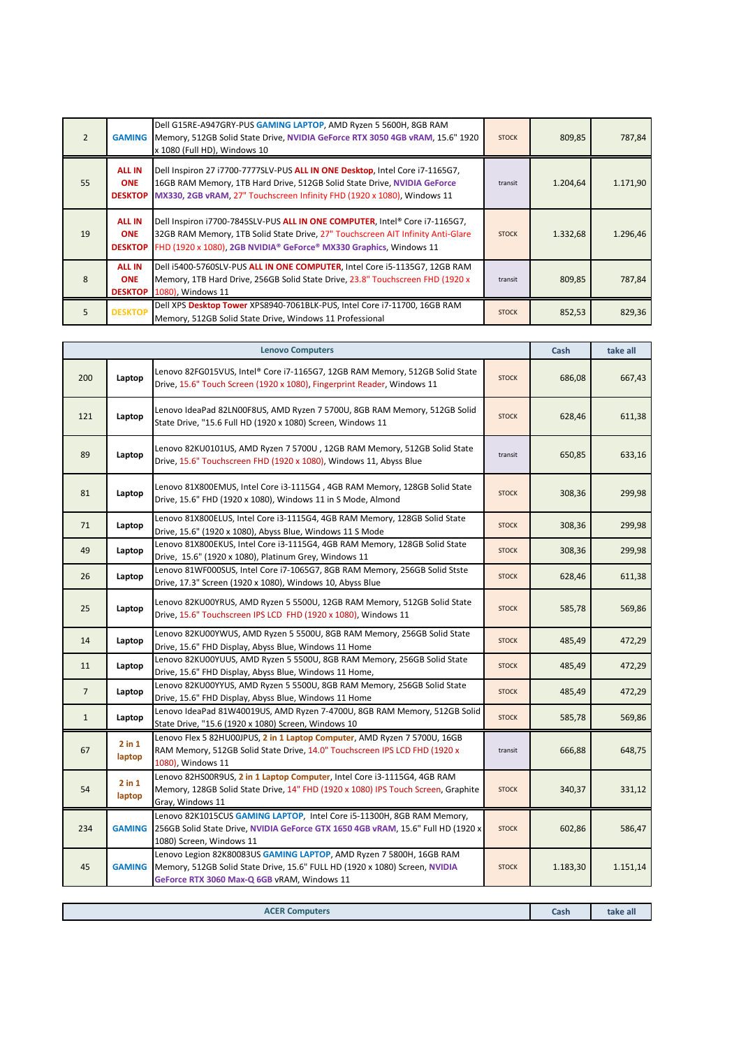| 2 | GAMING | Dell G15RE-A947GRY-PUS **GAMING LAPTOP**, AMD Ryzen 5 5600H, 8GB RAM Memory, 512GB Solid State Drive, **NVIDIA GeForce RTX 3050 4GB vRAM**, 15.6" 1920 x 1080 (Full HD), Windows 10 | STOCK | 809,85 | 787,84 |
|---|---|---|---|---|---|
| 55 | ALL IN ONE DESKTOP | Dell Inspiron 27 i7700-7777SLV-PUS **ALL IN ONE Desktop**, Intel Core i5-1165G7, 16GB RAM Memory, 1TB Hard Drive, 512GB Solid State Drive, **NVIDIA GeForce MX330, 2GB vRAM**, 27" Touchscreen Infinity FHD (1920 x 1080), Windows 11 | transit | 1.204,64 | 1.171,90 |
| 19 | ALL IN ONE DESKTOP | Dell Inspiron i7700-7845SLV-PUS **ALL IN ONE COMPUTER**, Intel® Core i7-1165G7, 32GB RAM Memory, 1TB Solid State Drive, 27" Touchscreen AIT Infinity Anti-Glare FHD (1920 x 1080), **2GB NVIDIA® GeForce® MX330 Graphics**, Windows 11 | STOCK | 1.332,68 | 1.296,46 |
| 8 | ALL IN ONE DESKTOP | Dell i5400-5760SLV-PUS **ALL IN ONE COMPUTER**, Intel Core i5-1135G7, 12GB RAM Memory, 1TB Hard Drive, 256GB Solid State Drive, 23.8" Touchscreen FHD (1920 x 1080), Windows 11 | transit | 809,85 | 787,84 |
| 5 | DESKTOP | Dell XPS **Desktop Tower** XPS8940-7061BLK-PUS, Intel Core i7-11700, 16GB RAM Memory, 512GB Solid State Drive, Windows 11 Professional | STOCK | 852,53 | 829,36 |

| | | Lenovo Computers | | Cash | take all |
|---|---|---|---|---|---|
| 200 | Laptop | Lenovo 82FG015VUS, Intel® Core i7-1165G7, 12GB RAM Memory, 512GB Solid State Drive, 15.6" Touch Screen (1920 x 1080), Fingerprint Reader, Windows 11 | STOCK | 686,08 | 667,43 |
| 121 | Laptop | Lenovo IdeaPad 82LN00F8US, AMD Ryzen 7 5700U, 8GB RAM Memory, 512GB Solid State Drive, "15.6 Full HD (1920 x 1080) Screen, Windows 11 | STOCK | 628,46 | 611,38 |
| 89 | Laptop | Lenovo 82KU0101US, AMD Ryzen 7 5700U , 12GB RAM Memory, 512GB Solid State Drive, 15.6" Touchscreen FHD (1920 x 1080), Windows 11, Abyss Blue | transit | 650,85 | 633,16 |
| 81 | Laptop | Lenovo 81X800EMUS, Intel Core i3-1115G4 , 4GB RAM Memory, 128GB Solid State Drive, 15.6" FHD (1920 x 1080), Windows 11 in S Mode, Almond | STOCK | 308,36 | 299,98 |
| 71 | Laptop | Lenovo 81X800ELUS, Intel Core i3-1115G4, 4GB RAM Memory, 128GB Solid State Drive, 15.6" (1920 x 1080), Abyss Blue, Windows 11 S Mode | STOCK | 308,36 | 299,98 |
| 49 | Laptop | Lenovo 81X800EKUS, Intel Core i3-1115G4, 4GB RAM Memory, 128GB Solid State Drive, 15.6" (1920 x 1080), Platinum Grey, Windows 11 | STOCK | 308,36 | 299,98 |
| 26 | Laptop | Lenovo 81WF000SUS, Intel Core i7-1065G7, 8GB RAM Memory, 256GB Solid Stste Drive, 17.3" Screen (1920 x 1080), Windows 10, Abyss Blue | STOCK | 628,46 | 611,38 |
| 25 | Laptop | Lenovo 82KU00YRUS, AMD Ryzen 5 5500U, 12GB RAM Memory, 512GB Solid State Drive, 15.6" Touchscreen IPS LCD FHD (1920 x 1080), Windows 11 | STOCK | 585,78 | 569,86 |
| 14 | Laptop | Lenovo 82KU00YWUS, AMD Ryzen 5 5500U, 8GB RAM Memory, 256GB Solid State Drive, 15.6" FHD Display, Abyss Blue, Windows 11 Home | STOCK | 485,49 | 472,29 |
| 11 | Laptop | Lenovo 82KU00YUUS, AMD Ryzen 5 5500U, 8GB RAM Memory, 256GB Solid State Drive, 15.6" FHD Display, Abyss Blue, Windows 11 Home, | STOCK | 485,49 | 472,29 |
| 7 | Laptop | Lenovo 82KU00YYUS, AMD Ryzen 5 5500U, 8GB RAM Memory, 256GB Solid State Drive, 15.6" FHD Display, Abyss Blue, Windows 11 Home | STOCK | 485,49 | 472,29 |
| 1 | Laptop | Lenovo IdeaPad 81W40019US, AMD Ryzen 7-4700U, 8GB RAM Memory, 512GB Solid State Drive, "15.6 (1920 x 1080) Screen, Windows 10 | STOCK | 585,78 | 569,86 |
| 67 | 2 in 1 laptop | Lenovo Flex 5 82HU00JPUS, **2 in 1 Laptop Computer**, AMD Ryzen 7 5700U, 16GB RAM Memory, 512GB Solid State Drive, 14.0" Touchscreen IPS LCD FHD (1920 x 1080), Windows 11 | transit | 666,88 | 648,75 |
| 54 | 2 in 1 laptop | Lenovo 82HS00R9US, **2 in 1 Laptop Computer**, Intel Core i3-1115G4, 4GB RAM Memory, 128GB Solid State Drive, 14" FHD (1920 x 1080) IPS Touch Screen, Graphite Gray, Windows 11 | STOCK | 340,37 | 331,12 |
| 234 | GAMING | Lenovo 82K1015CUS **GAMING LAPTOP**, Intel Core i5-11300H, 8GB RAM Memory, 256GB Solid State Drive, **NVIDIA GeForce GTX 1650 4GB vRAM**, 15.6" Full HD (1920 x 1080) Screen, Windows 11 | STOCK | 602,86 | 586,47 |
| 45 | GAMING | Lenovo Legion 82K80083US **GAMING LAPTOP**, AMD Ryzen 7 5800H, 16GB RAM Memory, 512GB Solid State Drive, 15.6" FULL HD (1920 x 1080) Screen, **NVIDIA GeForce RTX 3060 Max-Q 6GB** vRAM, Windows 11 | STOCK | 1.183,30 | 1.151,14 |

| | | ACER Computers | | Cash | take all |
|---|---|---|---|---|---|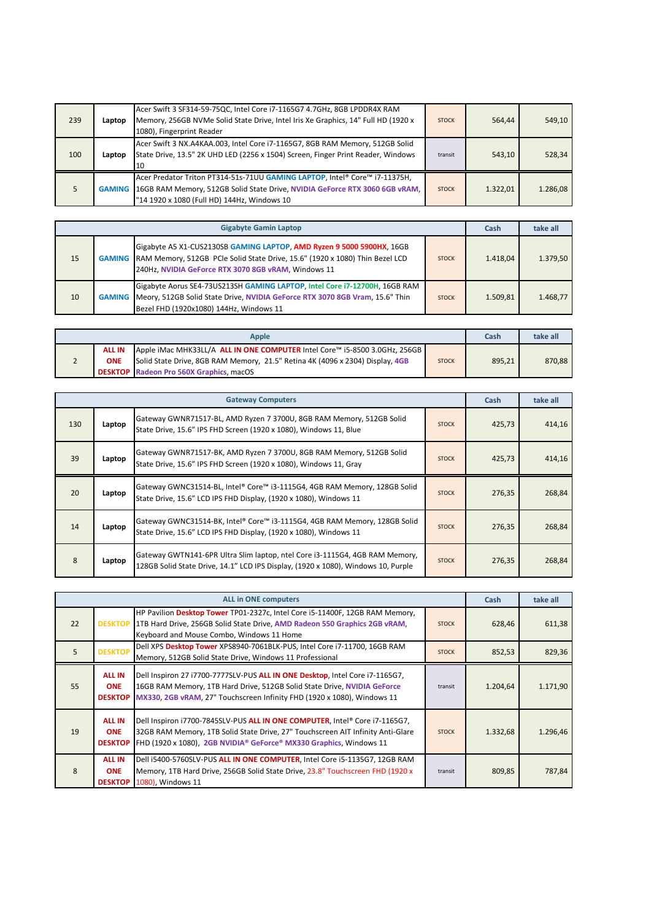| | | | | | |
|---|---|---|---|---|---|
| 239 | Laptop | Acer Swift 3 SF314-59-75QC, Intel Core i7-1165G7 4.7GHz, 8GB LPDDR4X RAM Memory, 256GB NVMe Solid State Drive, Intel Iris Xe Graphics, 14" Full HD (1920 x 1080), Fingerprint Reader | STOCK | 564,44 | 549,10 |
| 100 | Laptop | Acer Swift 3 NX.A4KAA.003, Intel Core i7-1165G7, 8GB RAM Memory, 512GB Solid State Drive, 13.5" 2K UHD LED (2256 x 1504) Screen, Finger Print Reader, Windows 10 | transit | 543,10 | 528,34 |
| 5 | GAMING | Acer Predator Triton PT314-51s-71UU **GAMING LAPTOP**, Intel® Core™ i7-11375H, 16GB RAM Memory, 512GB Solid State Drive, **NVIDIA GeForce RTX 3060 6GB vRAM**, "14 1920 x 1080 (Full HD) 144Hz, Windows 10 | STOCK | 1.322,01 | 1.286,08 |

| Gigabyte Gamin Laptop | | | | Cash | take all |
|---|---|---|---|---|---|
| 15 | GAMING | Gigabyte A5 X1-CUS2130SB **GAMING LAPTOP**, **AMD Ryzen 9 5000 5900HX**, 16GB RAM Memory, 512GB PCle Solid State Drive, 15.6" (1920 x 1080) Thin Bezel LCD 240Hz, **NVIDIA GeForce RTX 3070 8GB vRAM**, Windows 11 | STOCK | 1.418,04 | 1.379,50 |
| 10 | GAMING | Gigabyte Aorus SE4-73US213SH **GAMING LAPTOP**, **Intel Core i7-12700H**, 16GB RAM Meory, 512GB Solid State Drive, **NVIDIA GeForce RTX 3070 8GB Vram**, 15.6" Thin Bezel FHD (1920x1080) 144Hz, Windows 11 | STOCK | 1.509,81 | 1.468,77 |

| Apple | | | | Cash | take all |
|---|---|---|---|---|---|
| 2 | ALL IN ONE DESKTOP | Apple iMac MHK33LL/A **ALL IN ONE COMPUTER** Intel Core™ i5-8500 3.0GHz, 256GB Solid State Drive, 8GB RAM Memory, 21.5" Retina 4K (4096 x 2304) Display, **4GB Radeon Pro 560X Graphics**, macOS | STOCK | 895,21 | 870,88 |

| Gateway Computers | | | | Cash | take all |
|---|---|---|---|---|---|
| 130 | Laptop | Gateway GWNR71517-BL, AMD Ryzen 7 3700U, 8GB RAM Memory, 512GB Solid State Drive, 15.6" IPS FHD Screen (1920 x 1080), Windows 11, Blue | STOCK | 425,73 | 414,16 |
| 39 | Laptop | Gateway GWNR71517-BK, AMD Ryzen 7 3700U, 8GB RAM Memory, 512GB Solid State Drive, 15.6" IPS FHD Screen (1920 x 1080), Windows 11, Gray | STOCK | 425,73 | 414,16 |
| 20 | Laptop | Gateway GWNC31514-BL, Intel® Core™ i3-1115G4, 4GB RAM Memory, 128GB Solid State Drive, 15.6" LCD IPS FHD Display, (1920 x 1080), Windows 11 | STOCK | 276,35 | 268,84 |
| 14 | Laptop | Gateway GWNC31514-BK, Intel® Core™ i3-1115G4, 4GB RAM Memory, 128GB Solid State Drive, 15.6" LCD IPS FHD Display, (1920 x 1080), Windows 11 | STOCK | 276,35 | 268,84 |
| 8 | Laptop | Gateway GWTN141-6PR Ultra Slim laptop, ntel Core i3-1115G4, 4GB RAM Memory, 128GB Solid State Drive, 14.1" LCD IPS Display, (1920 x 1080), Windows 10, Purple | STOCK | 276,35 | 268,84 |

| ALL in ONE computers | | | | Cash | take all |
|---|---|---|---|---|---|
| 22 | DESKTOP | HP Pavilion **Desktop Tower** TP01-2327c, Intel Core i5-11400F, 12GB RAM Memory, 1TB Hard Drive, 256GB Solid State Drive, **AMD Radeon 550 Graphics 2GB vRAM**, Keyboard and Mouse Combo, Windows 11 Home | STOCK | 628,46 | 611,38 |
| 5 | DESKTOP | Dell XPS **Desktop Tower** XPS8940-7061BLK-PUS, Intel Core i7-11700, 16GB RAM Memory, 512GB Solid State Drive, Windows 11 Professional | STOCK | 852,53 | 829,36 |
| 55 | ALL IN ONE DESKTOP | Dell Inspiron 27 i7700-7777SLV-PUS **ALL IN ONE Desktop**, Intel Core i7-1165G7, 16GB RAM Memory, 1TB Hard Drive, 512GB Solid State Drive, **NVIDIA GeForce MX330, 2GB vRAM**, 27" Touchscreen Infinity FHD (1920 x 1080), Windows 11 | transit | 1.204,64 | 1.171,90 |
| 19 | ALL IN ONE DESKTOP | Dell Inspiron i7700-7845SLV-PUS **ALL IN ONE COMPUTER**, Intel® Core i7-1165G7, 32GB RAM Memory, 1TB Solid State Drive, 27" Touchscreen AIT Infinity Anti-Glare FHD (1920 x 1080), **2GB NVIDIA® GeForce® MX330 Graphics**, Windows 11 | STOCK | 1.332,68 | 1.296,46 |
| 8 | ALL IN ONE DESKTOP | Dell i5400-5760SLV-PUS **ALL IN ONE COMPUTER**, Intel Core i5-1135G7, 12GB RAM Memory, 1TB Hard Drive, 256GB Solid State Drive, 23.8" Touchscreen FHD (1920 x 1080), Windows 11 | transit | 809,85 | 787,84 |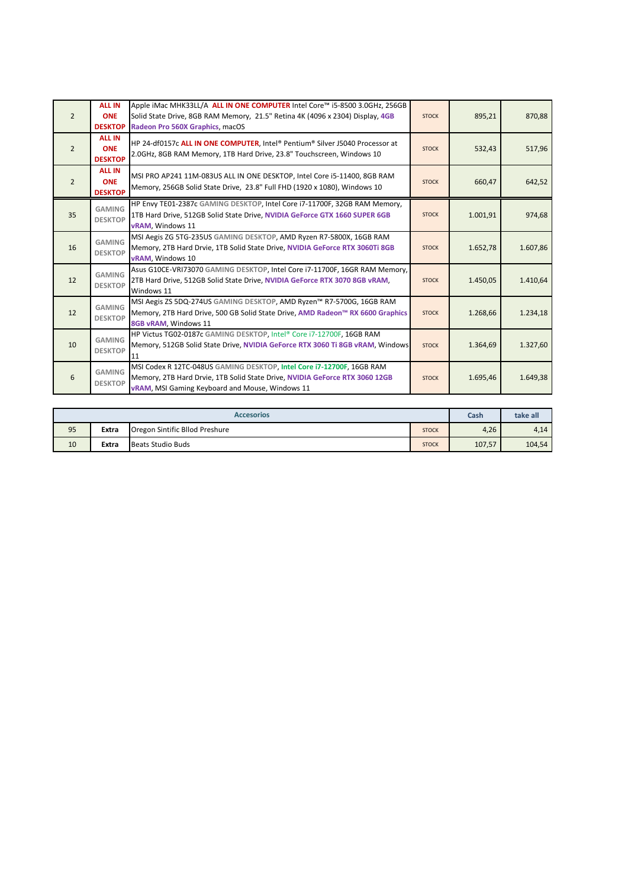| | | | | | |
|---|---|---|---|---|---|
| 2 | **ALL IN ONE DESKTOP** | Apple iMac MHK33LL/A **ALL IN ONE COMPUTER** Intel Core™ i5-8500 3.0GHz, 256GB Solid State Drive, 8GB RAM Memory, 21.5" Retina 4K (4096 x 2304) Display, **4GB Radeon Pro 560X Graphics**, macOS | STOCK | 895,21 | 870,88 |
| 2 | **ALL IN ONE DESKTOP** | HP 24-df0157c **ALL IN ONE COMPUTER**, Intel® Pentium® Silver J5040 Processor at 2.0GHz, 8GB RAM Memory, 1TB Hard Drive, 23.8" Touchscreen, Windows 10 | STOCK | 532,43 | 517,96 |
| 2 | **ALL IN ONE DESKTOP** | MSI PRO AP241 11M-083US ALL IN ONE DESKTOP, Intel Core i5-11400, 8GB RAM Memory, 256GB Solid State Drive, 23.8" Full FHD (1920 x 1080), Windows 10 | STOCK | 660,47 | 642,52 |
| 35 | **GAMING DESKTOP** | HP Envy TE01-2387c **GAMING DESKTOP**, Intel Core i7-11700F, 32GB RAM Memory, 1TB Hard Drive, 512GB Solid State Drive, **NVIDIA GeForce GTX 1660 SUPER 6GB vRAM**, Windows 11 | STOCK | 1.001,91 | 974,68 |
| 16 | **GAMING DESKTOP** | MSI Aegis ZG 5TG-235US **GAMING DESKTOP**, AMD Ryzen R7-5800X, 16GB RAM Memory, 2TB Hard Drvie, 1TB Solid State Drive, **NVIDIA GeForce RTX 3060Ti 8GB vRAM**, Windows 10 | STOCK | 1.652,78 | 1.607,86 |
| 12 | **GAMING DESKTOP** | Asus G10CE-VRI73070 **GAMING DESKTOP**, Intel Core i7-11700F, 16GR RAM Memory, 2TB Hard Drive, 512GB Solid State Drive, **NVIDIA GeForce RTX 3070 8GB vRAM**, Windows 11 | STOCK | 1.450,05 | 1.410,64 |
| 12 | **GAMING DESKTOP** | MSI Aegis ZS 5DQ-274US **GAMING DESKTOP**, AMD Ryzen™ R7-5700G, 16GB RAM Memory, 2TB Hard Drive, 500 GB Solid State Drive, **AMD Radeon™ RX 6600 Graphics 8GB vRAM**, Windows 11 | STOCK | 1.268,66 | 1.234,18 |
| 10 | **GAMING DESKTOP** | HP Victus TG02-0187c **GAMING DESKTOP**, Intel® Core i7-12700F, 16GB RAM Memory, 512GB Solid State Drive, **NVIDIA GeForce RTX 3060 Ti 8GB vRAM**, Windows 11 | STOCK | 1.364,69 | 1.327,60 |
| 6 | **GAMING DESKTOP** | MSI Codex R 12TC-048US **GAMING DESKTOP**, **Intel Core i7-12700F**, 16GB RAM Memory, 2TB Hard Drvie, 1TB Solid State Drive, **NVIDIA GeForce RTX 3060 12GB vRAM**, MSI Gaming Keyboard and Mouse, Windows 11 | STOCK | 1.695,46 | 1.649,38 |

| | | **Accesorios** | | **Cash** | **take all** |
|---|---|---|---|---|---|
| 95 | **Extra** | Oregon Sintific Bllod Preshure | STOCK | 4,26 | 4,14 |
| 10 | **Extra** | Beats Studio Buds | STOCK | 107,57 | 104,54 |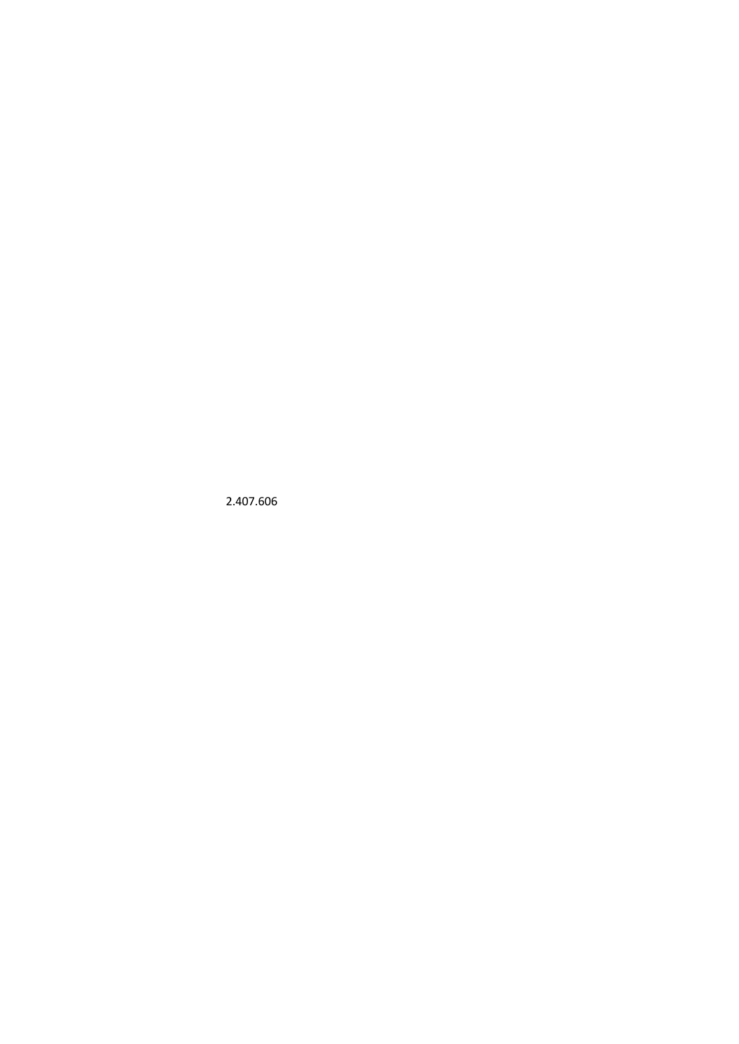2.407.606